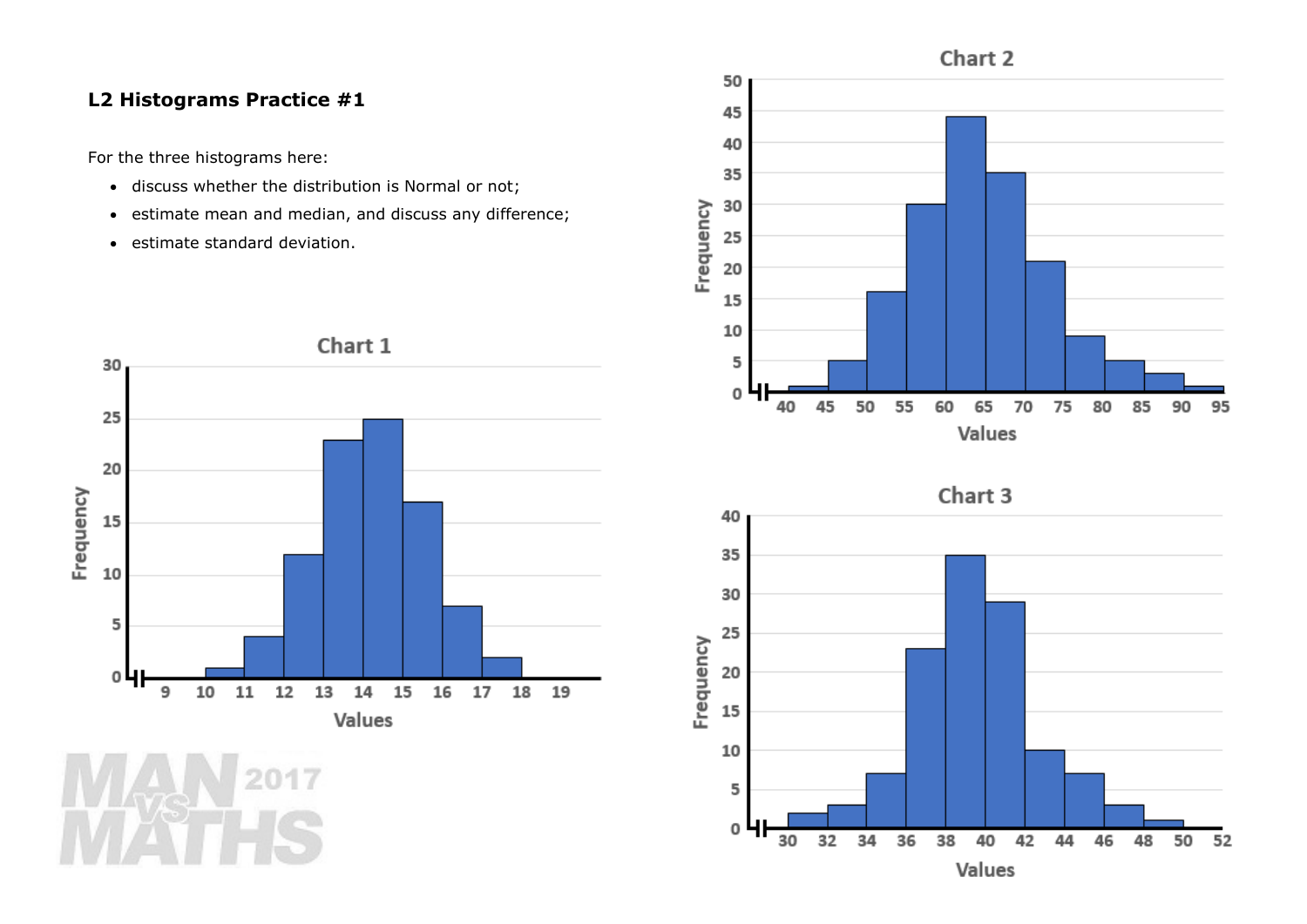**L2 Histograms Practice #1**

For the three histograms here:

- discuss whether the distribution is Normal or not;
- estimate mean and median, and discuss any difference;
- estimate standard deviation.

Chart 1

Chart 2

Chart 3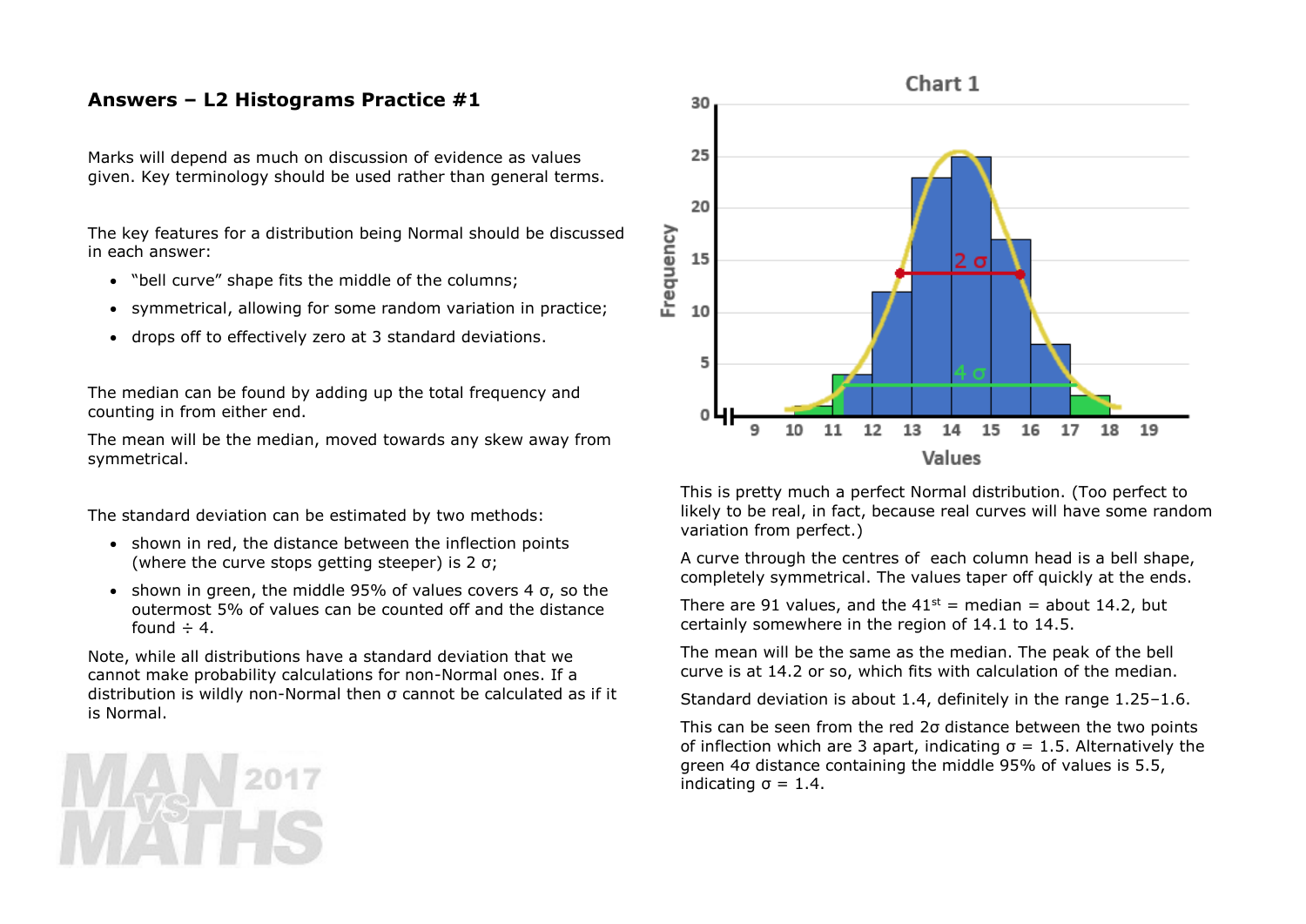## Answers – L2 Histograms Practice #1

Marks will depend as much on discussion of evidence as values given. Key terminology should be used rather than general terms.

The key features for a distribution being Normal should be discussed in each answer:

- "bell curve" shape fits the middle of the columns;
- symmetrical, allowing for some random variation in practice;
- drops off to effectively zero at 3 standard deviations.

The median can be found by adding up the total frequency and counting in from either end.

The mean will be the median, moved towards any skew away from symmetrical.

The standard deviation can be estimated by two methods:

- shown in red, the distance between the inflection points (where the curve stops getting steeper) is 2 σ;
- shown in green, the middle 95% of values covers 4 σ, so the outermost 5% of values can be counted off and the distance found ÷ 4.

Note, while all distributions have a standard deviation that we cannot make probability calculations for non-Normal ones. If a distribution is wildly non-Normal then σ cannot be calculated as if it is Normal.

This is pretty much a perfect Normal distribution. (Too perfect to likely to be real, in fact, because real curves will have some random variation from perfect.)

A curve through the centres of each column head is a bell shape, completely symmetrical. The values taper off quickly at the ends.

There are 91 values, and the 41st = median = about 14.2, but certainly somewhere in the region of 14.1 to 14.5.

The mean will be the same as the median. The peak of the bell curve is at 14.2 or so, which fits with calculation of the median.

Standard deviation is about 1.4, definitely in the range 1.25–1.6.

This can be seen from the red 2σ distance between the two points of inflection which are 3 apart, indicating σ = 1.5. Alternatively the green 4σ distance containing the middle 95% of values is 5.5, indicating σ = 1.4.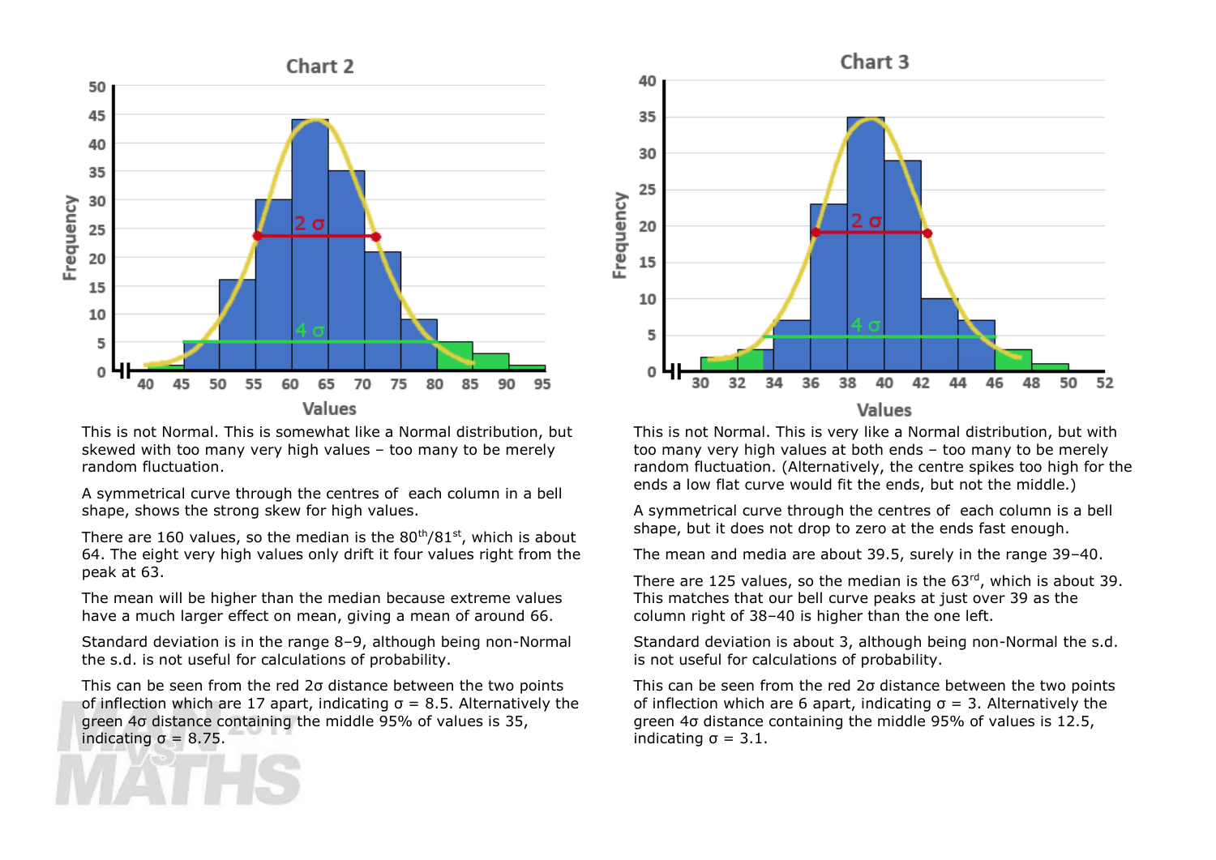## Chart 2

Frequency

50
45
40
35
30
25
20
15
10
5
0

40 45 50 55 60 65 70 75 80 85 90 95

Values

2 σ

4 σ

This is not Normal. This is somewhat like a Normal distribution, but skewed with too many very high values – too many to be merely random fluctuation.

A symmetrical curve through the centres of each column in a bell shape, shows the strong skew for high values.

There are 160 values, so the median is the 80th/81st, which is about 64. The eight very high values only drift it four values right from the peak at 63.

The mean will be higher than the median because extreme values have a much larger effect on mean, giving a mean of around 66.

Standard deviation is in the range 8–9, although being non-Normal the s.d. is not useful for calculations of probability.

This can be seen from the red 2σ distance between the two points of inflection which are 17 apart, indicating σ = 8.5. Alternatively the green 4σ distance containing the middle 95% of values is 35, indicating σ = 8.75.

## Chart 3

Frequency

40
35
30
25
20
15
10
5
0

30 32 34 36 38 40 42 44 46 48 50 52

Values

2 σ

4 σ

This is not Normal. This is very like a Normal distribution, but with too many very high values at both ends – too many to be merely random fluctuation. (Alternatively, the centre spikes too high for the ends a low flat curve would fit the ends, but not the middle.)

A symmetrical curve through the centres of each column is a bell shape, but it does not drop to zero at the ends fast enough.

The mean and media are about 39.5, surely in the range 39–40.

There are 125 values, so the median is the 63rd, which is about 39. This matches that our bell curve peaks at just over 39 as the column right of 38–40 is higher than the one left.

Standard deviation is about 3, although being non-Normal the s.d. is not useful for calculations of probability.

This can be seen from the red 2σ distance between the two points of inflection which are 6 apart, indicating σ = 3. Alternatively the green 4σ distance containing the middle 95% of values is 12.5, indicating σ = 3.1.